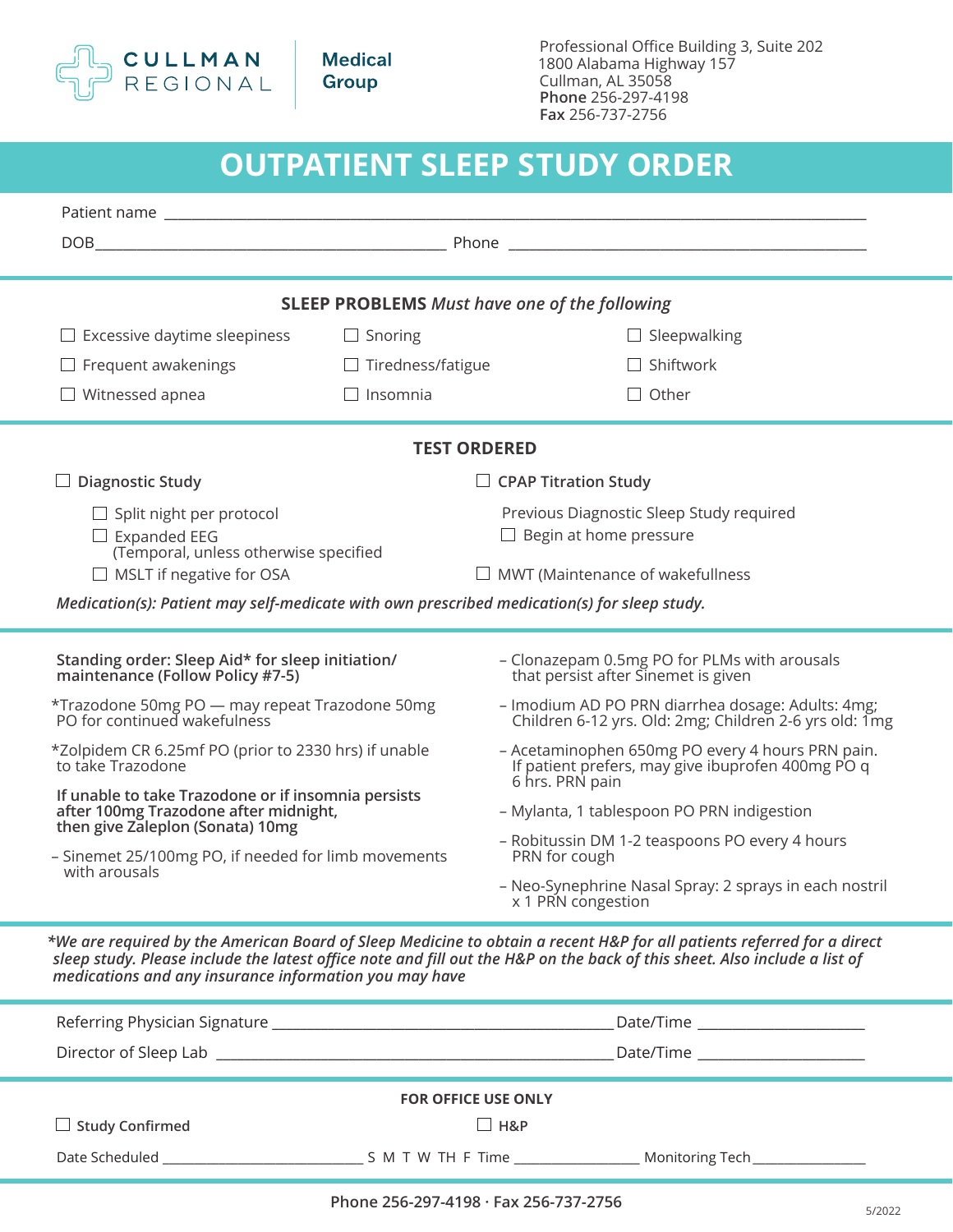CULLMAN REGIONAL | Medical Group

Professional Office Building 3, Suite 202
1800 Alabama Highway 157
Cullman, AL 35058
**Phone** 256-297-4198
**Fax** 256-737-2756

# OUTPATIENT SLEEP STUDY ORDER

Patient name ____________________________________________

DOB ______________________ Phone ______________________

## SLEEP PROBLEMS *Must have one of the following*

- ☐ Excessive daytime sleepiness
- ☐ Frequent awakenings
- ☐ Witnessed apnea
- ☐ Snoring
- ☐ Tiredness/fatigue
- ☐ Insomnia
- ☐ Sleepwalking
- ☐ Shiftwork
- ☐ Other

## TEST ORDERED

☐ **Diagnostic Study**

- ☐ Split night per protocol
- ☐ Expanded EEG (Temporal, unless otherwise specified)
- ☐ MSLT if negative for OSA

☐ **CPAP Titration Study**

Previous Diagnostic Sleep Study required

- ☐ Begin at home pressure

☐ MWT (Maintenance of wakefullness

***Medication(s): Patient may self-medicate with own prescribed medication(s) for sleep study.***

**Standing order: Sleep Aid* for sleep initiation/ maintenance (Follow Policy #7-5)**

*Trazodone 50mg PO — may repeat Trazodone 50mg PO for continued wakefulness

*Zolpidem CR 6.25mf PO (prior to 2330 hrs) if unable to take Trazodone

**If unable to take Trazodone or if insomnia persists after 100mg Trazodone after midnight, then give Zaleplon (Sonata) 10mg**

– Sinemet 25/100mg PO, if needed for limb movements with arousals

– Clonazepam 0.5mg PO for PLMs with arousals that persist after Sinemet is given

– Imodium AD PO PRN diarrhea dosage: Adults: 4mg; Children 6-12 yrs. Old: 2mg; Children 2-6 yrs old: 1mg

– Acetaminophen 650mg PO every 4 hours PRN pain. If patient prefers, may give ibuprofen 400mg PO q 6 hrs. PRN pain

– Mylanta, 1 tablespoon PO PRN indigestion

– Robitussin DM 1-2 teaspoons PO every 4 hours PRN for cough

– Neo-Synephrine Nasal Spray: 2 sprays in each nostril x 1 PRN congestion

**We are required by the American Board of Sleep Medicine to obtain a recent H&P for all patients referred for a direct sleep study. Please include the latest office note and fill out the H&P on the back of this sheet. Also include a list of medications and any insurance information you may have*

Referring Physician Signature ______________________ Date/Time ____________

Director of Sleep Lab ______________________ Date/Time ____________

### FOR OFFICE USE ONLY

☐ **Study Confirmed** ☐ **H&P**

Date Scheduled ______________ S M T W TH F Time ____________ Monitoring Tech ____________

**Phone 256-297-4198 · Fax 256-737-2756**

5/2022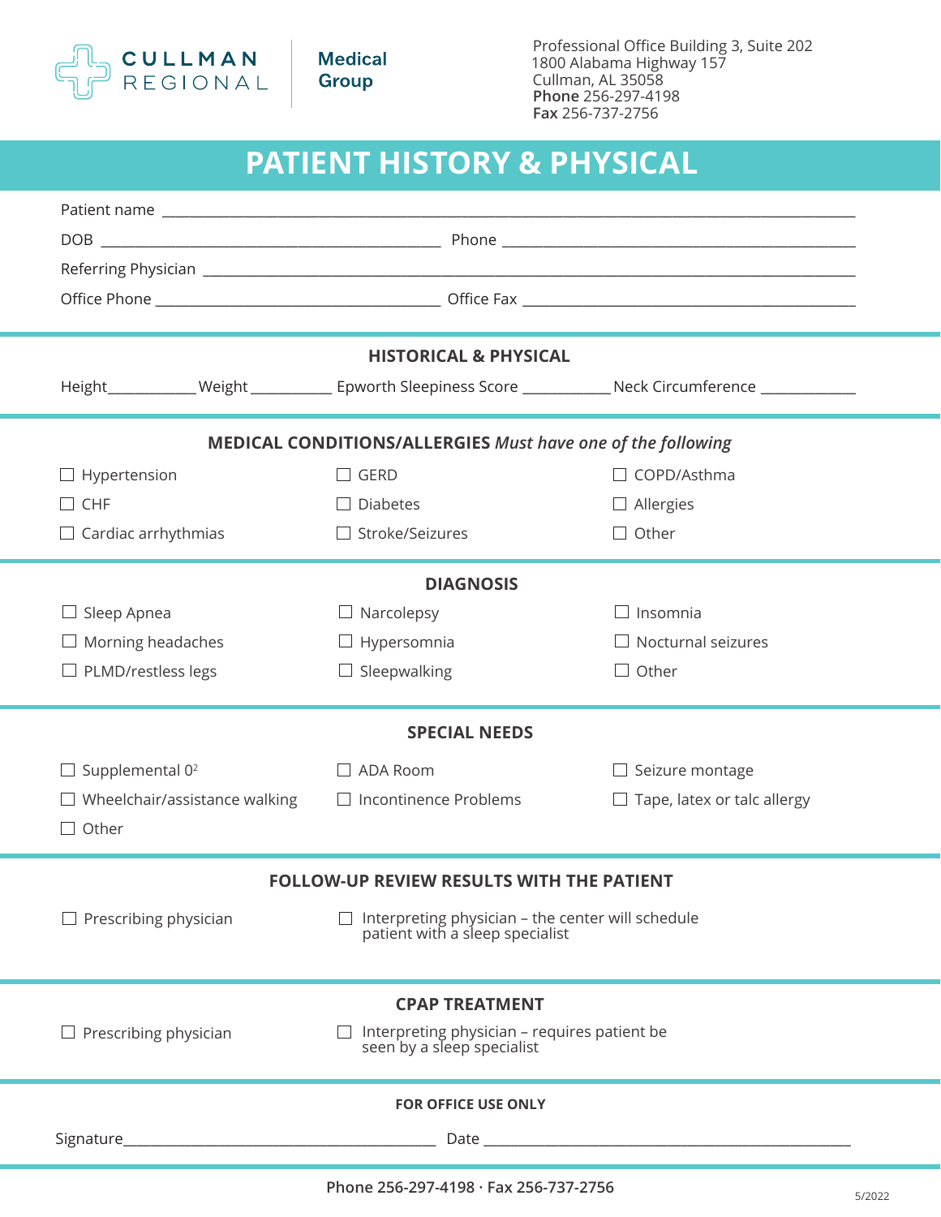CULLMAN REGIONAL | Medical Group

Professional Office Building 3, Suite 202
1800 Alabama Highway 157
Cullman, AL 35058
**Phone** 256-297-4198
**Fax** 256-737-2756

# PATIENT HISTORY & PHYSICAL

Patient name ____________________________________________

DOB ______________________ Phone ______________________

Referring Physician ____________________________________________

Office Phone ______________________ Office Fax ______________________

## HISTORICAL & PHYSICAL

Height__________ Weight __________ Epworth Sleepiness Score __________ Neck Circumference __________

## MEDICAL CONDITIONS/ALLERGIES *Must have one of the following*

- ☐ Hypertension
- ☐ GERD
- ☐ COPD/Asthma
- ☐ CHF
- ☐ Diabetes
- ☐ Allergies
- ☐ Cardiac arrhythmias
- ☐ Stroke/Seizures
- ☐ Other

## DIAGNOSIS

- ☐ Sleep Apnea
- ☐ Narcolepsy
- ☐ Insomnia
- ☐ Morning headaches
- ☐ Hypersomnia
- ☐ Nocturnal seizures
- ☐ PLMD/restless legs
- ☐ Sleepwalking
- ☐ Other

## SPECIAL NEEDS

- ☐ Supplemental $0^2$
- ☐ ADA Room
- ☐ Seizure montage
- ☐ Wheelchair/assistance walking
- ☐ Incontinence Problems
- ☐ Tape, latex or talc allergy
- ☐ Other

## FOLLOW-UP REVIEW RESULTS WITH THE PATIENT

- ☐ Prescribing physician
- ☐ Interpreting physician – the center will schedule patient with a sleep specialist

## CPAP TREATMENT

- ☐ Prescribing physician
- ☐ Interpreting physician – requires patient be seen by a sleep specialist

## FOR OFFICE USE ONLY

Signature______________________ Date ______________________

**Phone 256-297-4198 · Fax 256-737-2756**

5/2022